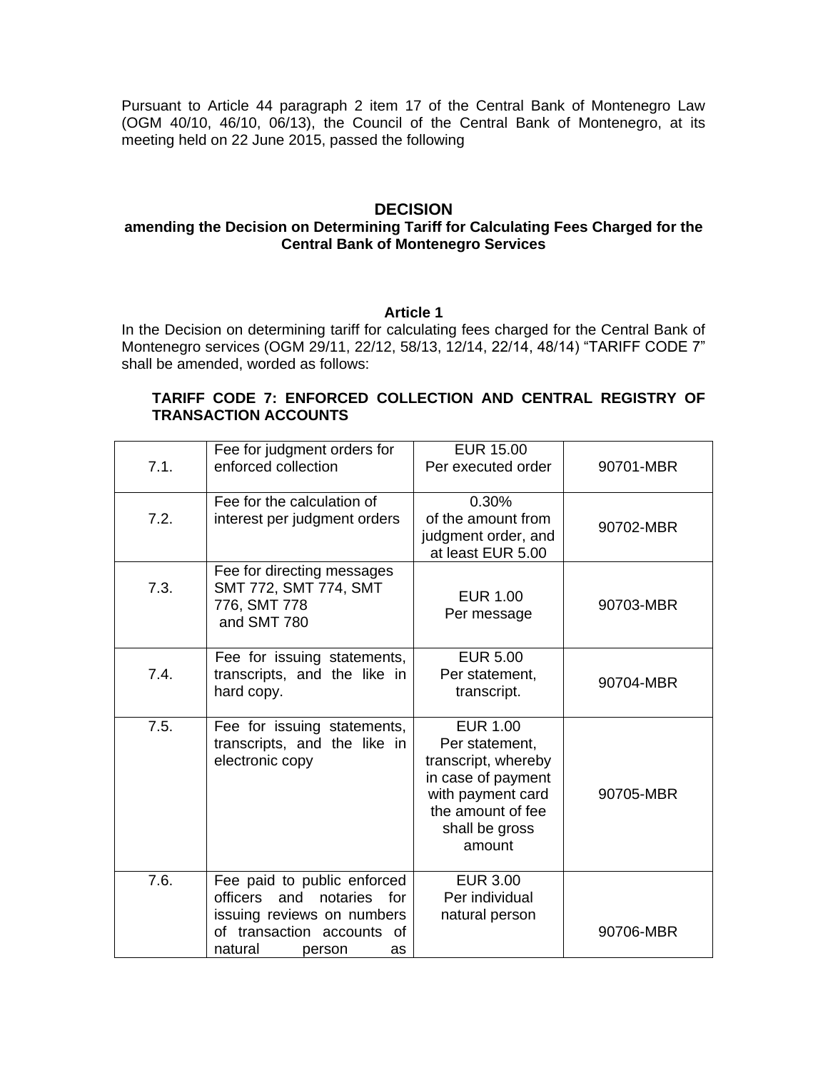Pursuant to Article 44 paragraph 2 item 17 of the Central Bank of Montenegro Law (OGM 40/10, 46/10, 06/13), the Council of the Central Bank of Montenegro, at its meeting held on 22 June 2015, passed the following

# DECISION

## amending the Decision on Determining Tariff for Calculating Fees Charged for the Central Bank of Montenegro Services

### Article 1

In the Decision on determining tariff for calculating fees charged for the Central Bank of Montenegro services (OGM 29/11, 22/12, 58/13, 12/14, 22/14, 48/14) "TARIFF CODE 7" shall be amended, worded as follows:

**TARIFF CODE 7: ENFORCED COLLECTION AND CENTRAL REGISTRY OF TRANSACTION ACCOUNTS**

| | | | |
|---|---|---|---|
| 7.1. | Fee for judgment orders for enforced collection | EUR 15.00 Per executed order | 90701-MBR |
| 7.2. | Fee for the calculation of interest per judgment orders | 0.30% of the amount from judgment order, and at least EUR 5.00 | 90702-MBR |
| 7.3. | Fee for directing messages SMT 772, SMT 774, SMT 776, SMT 778 and SMT 780 | EUR 1.00 Per message | 90703-MBR |
| 7.4. | Fee for issuing statements, transcripts, and the like in hard copy. | EUR 5.00 Per statement, transcript. | 90704-MBR |
| 7.5. | Fee for issuing statements, transcripts, and the like in electronic copy | EUR 1.00 Per statement, transcript, whereby in case of payment with payment card the amount of fee shall be gross amount | 90705-MBR |
| 7.6. | Fee paid to public enforced officers and notaries for issuing reviews on numbers of transaction accounts of natural person as | EUR 3.00 Per individual natural person | 90706-MBR |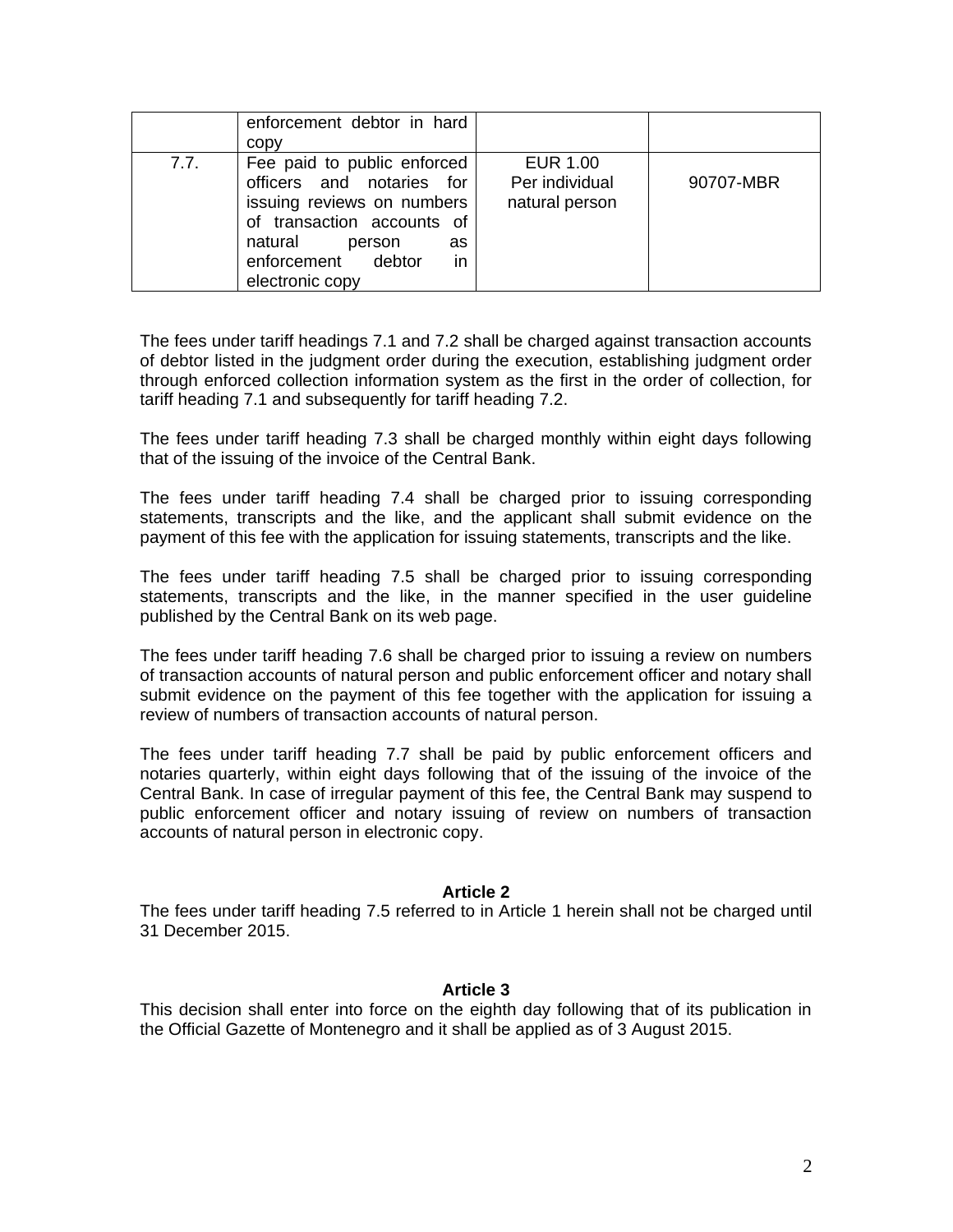| | | | |
|---|---|---|---|
| | enforcement debtor in hard copy | | |
| 7.7. | Fee paid to public enforced officers and notaries for issuing reviews on numbers of transaction accounts of natural person as enforcement debtor in electronic copy | EUR 1.00 Per individual natural person | 90707-MBR |

The fees under tariff headings 7.1 and 7.2 shall be charged against transaction accounts of debtor listed in the judgment order during the execution, establishing judgment order through enforced collection information system as the first in the order of collection, for tariff heading 7.1 and subsequently for tariff heading 7.2.

The fees under tariff heading 7.3 shall be charged monthly within eight days following that of the issuing of the invoice of the Central Bank.

The fees under tariff heading 7.4 shall be charged prior to issuing corresponding statements, transcripts and the like, and the applicant shall submit evidence on the payment of this fee with the application for issuing statements, transcripts and the like.

The fees under tariff heading 7.5 shall be charged prior to issuing corresponding statements, transcripts and the like, in the manner specified in the user guideline published by the Central Bank on its web page.

The fees under tariff heading 7.6 shall be charged prior to issuing a review on numbers of transaction accounts of natural person and public enforcement officer and notary shall submit evidence on the payment of this fee together with the application for issuing a review of numbers of transaction accounts of natural person.

The fees under tariff heading 7.7 shall be paid by public enforcement officers and notaries quarterly, within eight days following that of the issuing of the invoice of the Central Bank. In case of irregular payment of this fee, the Central Bank may suspend to public enforcement officer and notary issuing of review on numbers of transaction accounts of natural person in electronic copy.

**Article 2**

The fees under tariff heading 7.5 referred to in Article 1 herein shall not be charged until 31 December 2015.

**Article 3**

This decision shall enter into force on the eighth day following that of its publication in the Official Gazette of Montenegro and it shall be applied as of 3 August 2015.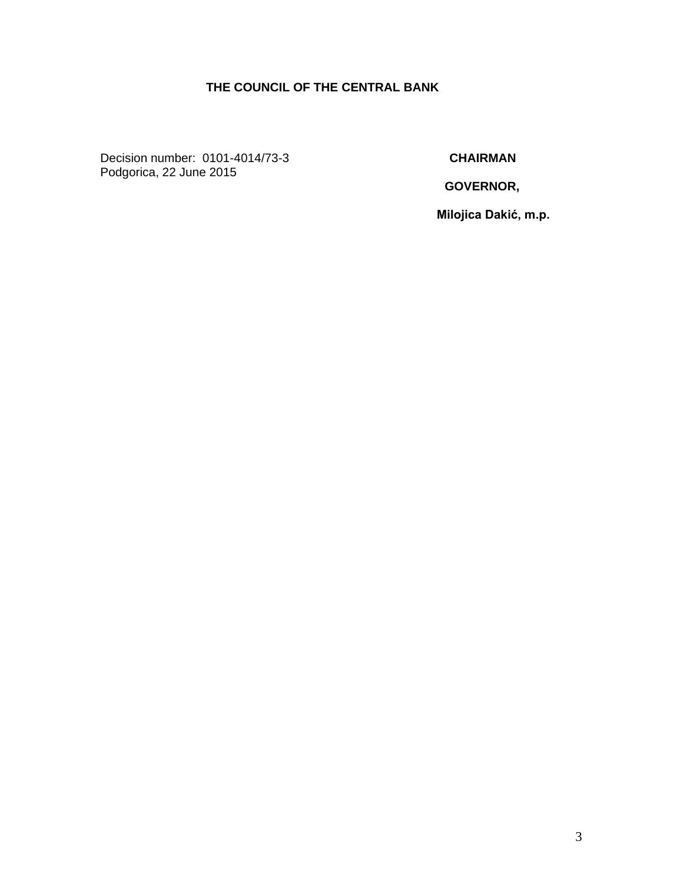**THE COUNCIL OF THE CENTRAL BANK**

Decision number: 0101-4014/73-3
Podgorica, 22 June 2015

**CHAIRMAN**

**GOVERNOR,**

**Milojica Dakić, m.p.**